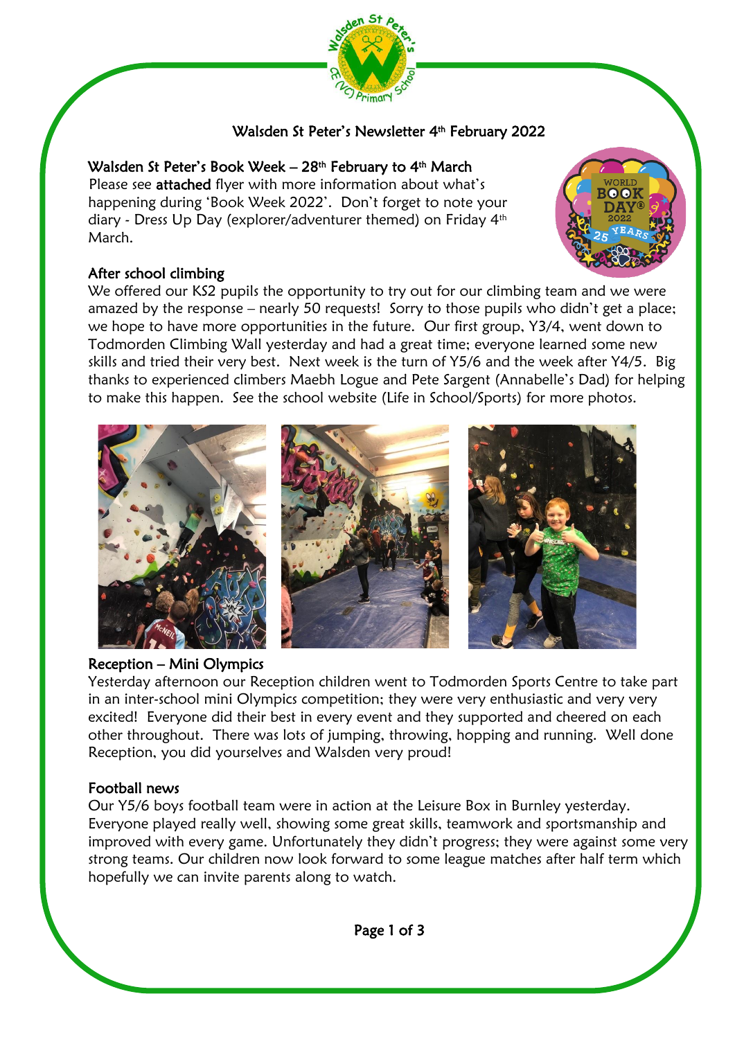# Walsden St Peter's Newsletter 4th February 2022

## Walsden St Peter's Book Week – 28th February to 4th March

Please see **attached** flyer with more information about what's happening during 'Book Week 2022'. Don't forget to note your diary - Dress Up Day (explorer/adventurer themed) on Friday 4th March.

## After school climbing

We offered our KS2 pupils the opportunity to try out for our climbing team and we were amazed by the response – nearly 50 requests! Sorry to those pupils who didn't get a place; we hope to have more opportunities in the future. Our first group, Y3/4, went down to Todmorden Climbing Wall yesterday and had a great time; everyone learned some new skills and tried their very best. Next week is the turn of Y5/6 and the week after Y4/5. Big thanks to experienced climbers Maebh Logue and Pete Sargent (Annabelle's Dad) for helping to make this happen. See the school website (Life in School/Sports) for more photos.

## Reception – Mini Olympics

Yesterday afternoon our Reception children went to Todmorden Sports Centre to take part in an inter-school mini Olympics competition; they were very enthusiastic and very very excited! Everyone did their best in every event and they supported and cheered on each other throughout. There was lots of jumping, throwing, hopping and running. Well done Reception, you did yourselves and Walsden very proud!

## Football news

Our Y5/6 boys football team were in action at the Leisure Box in Burnley yesterday. Everyone played really well, showing some great skills, teamwork and sportsmanship and improved with every game. Unfortunately they didn't progress; they were against some very strong teams. Our children now look forward to some league matches after half term which hopefully we can invite parents along to watch.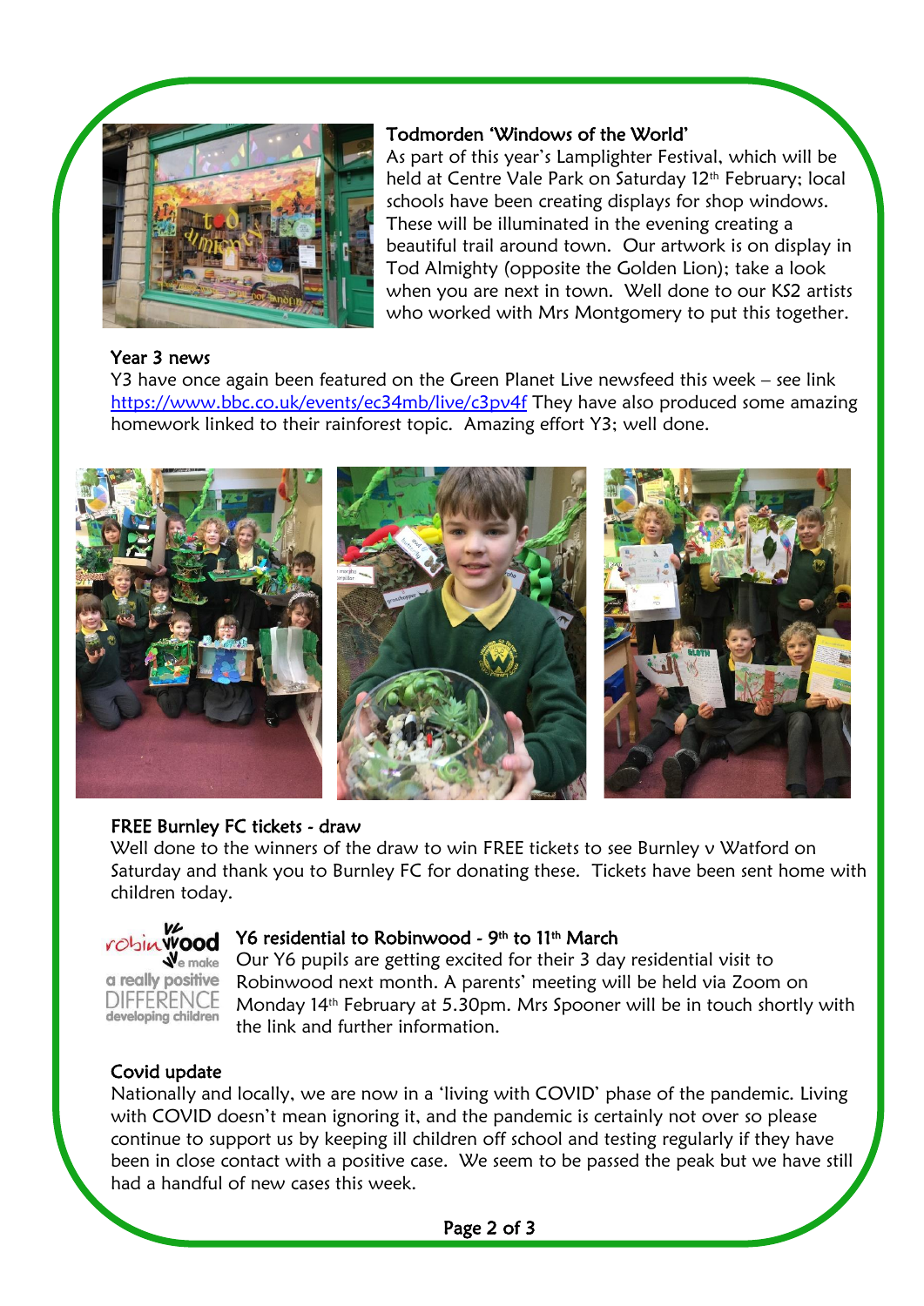### Todmorden 'Windows of the World'

As part of this year's Lamplighter Festival, which will be held at Centre Vale Park on Saturday 12th February; local schools have been creating displays for shop windows. These will be illuminated in the evening creating a beautiful trail around town. Our artwork is on display in Tod Almighty (opposite the Golden Lion); take a look when you are next in town. Well done to our KS2 artists who worked with Mrs Montgomery to put this together.

### Year 3 news

Y3 have once again been featured on the Green Planet Live newsfeed this week – see link [https://www.bbc.co.uk/events/ec34mb/live/c3pv4f](https://www.bbc.co.uk/events/ec34mb/live/c3pv4f) They have also produced some amazing homework linked to their rainforest topic. Amazing effort Y3; well done.

### FREE Burnley FC tickets - draw

Well done to the winners of the draw to win FREE tickets to see Burnley v Watford on Saturday and thank you to Burnley FC for donating these. Tickets have been sent home with children today.

### Y6 residential to Robinwood - 9th to 11th March

Our Y6 pupils are getting excited for their 3 day residential visit to Robinwood next month. A parents' meeting will be held via Zoom on Monday 14th February at 5.30pm. Mrs Spooner will be in touch shortly with the link and further information.

### Covid update

Nationally and locally, we are now in a 'living with COVID' phase of the pandemic. Living with COVID doesn't mean ignoring it, and the pandemic is certainly not over so please continue to support us by keeping ill children off school and testing regularly if they have been in close contact with a positive case. We seem to be passed the peak but we have still had a handful of new cases this week.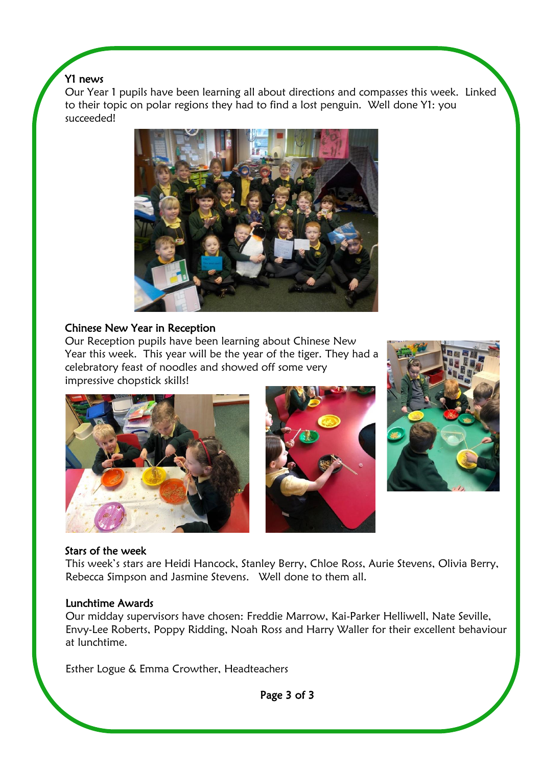### Y1 news

Our Year 1 pupils have been learning all about directions and compasses this week. Linked to their topic on polar regions they had to find a lost penguin. Well done Y1: you succeeded!

### Chinese New Year in Reception

Our Reception pupils have been learning about Chinese New Year this week. This year will be the year of the tiger. They had a celebratory feast of noodles and showed off some very impressive chopstick skills!

### Stars of the week

This week's stars are Heidi Hancock, Stanley Berry, Chloe Ross, Aurie Stevens, Olivia Berry, Rebecca Simpson and Jasmine Stevens. Well done to them all.

### Lunchtime Awards

Our midday supervisors have chosen: Freddie Marrow, Kai-Parker Helliwell, Nate Seville, Envy-Lee Roberts, Poppy Ridding, Noah Ross and Harry Waller for their excellent behaviour at lunchtime.

Esther Logue & Emma Crowther, Headteachers